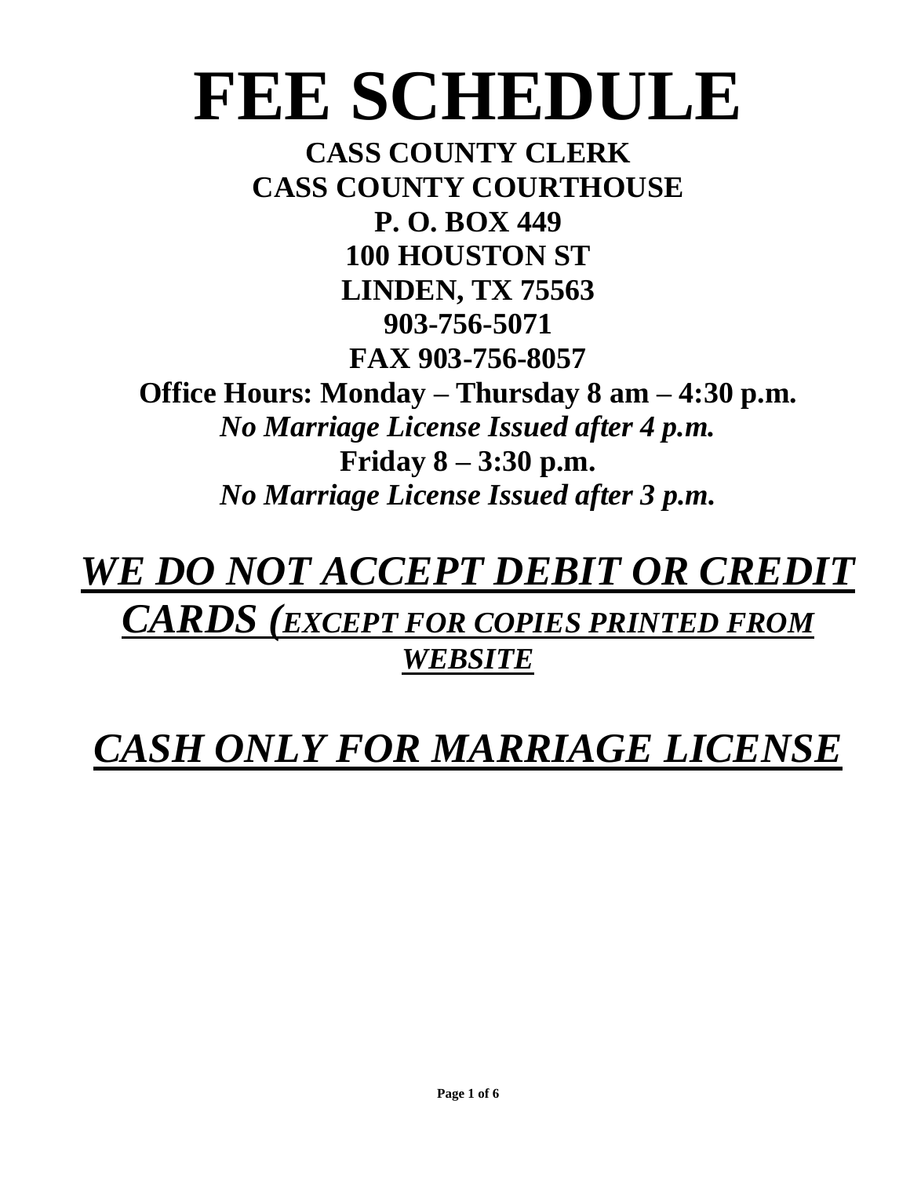# FEE SCHEDULE

**CASS COUNTY CLERK**
**CASS COUNTY COURTHOUSE**
**P. O. BOX 449**
**100 HOUSTON ST**
**LINDEN, TX 75563**
**903-756-5071**
**FAX 903-756-8057**

**Office Hours: Monday – Thursday 8 am – 4:30 p.m.**
***No Marriage License Issued after 4 p.m.***
**Friday 8 – 3:30 p.m.**
***No Marriage License Issued after 3 p.m.***

## ***WE DO NOT ACCEPT DEBIT OR CREDIT CARDS (EXCEPT FOR COPIES PRINTED FROM WEBSITE***

## ***CASH ONLY FOR MARRIAGE LICENSE***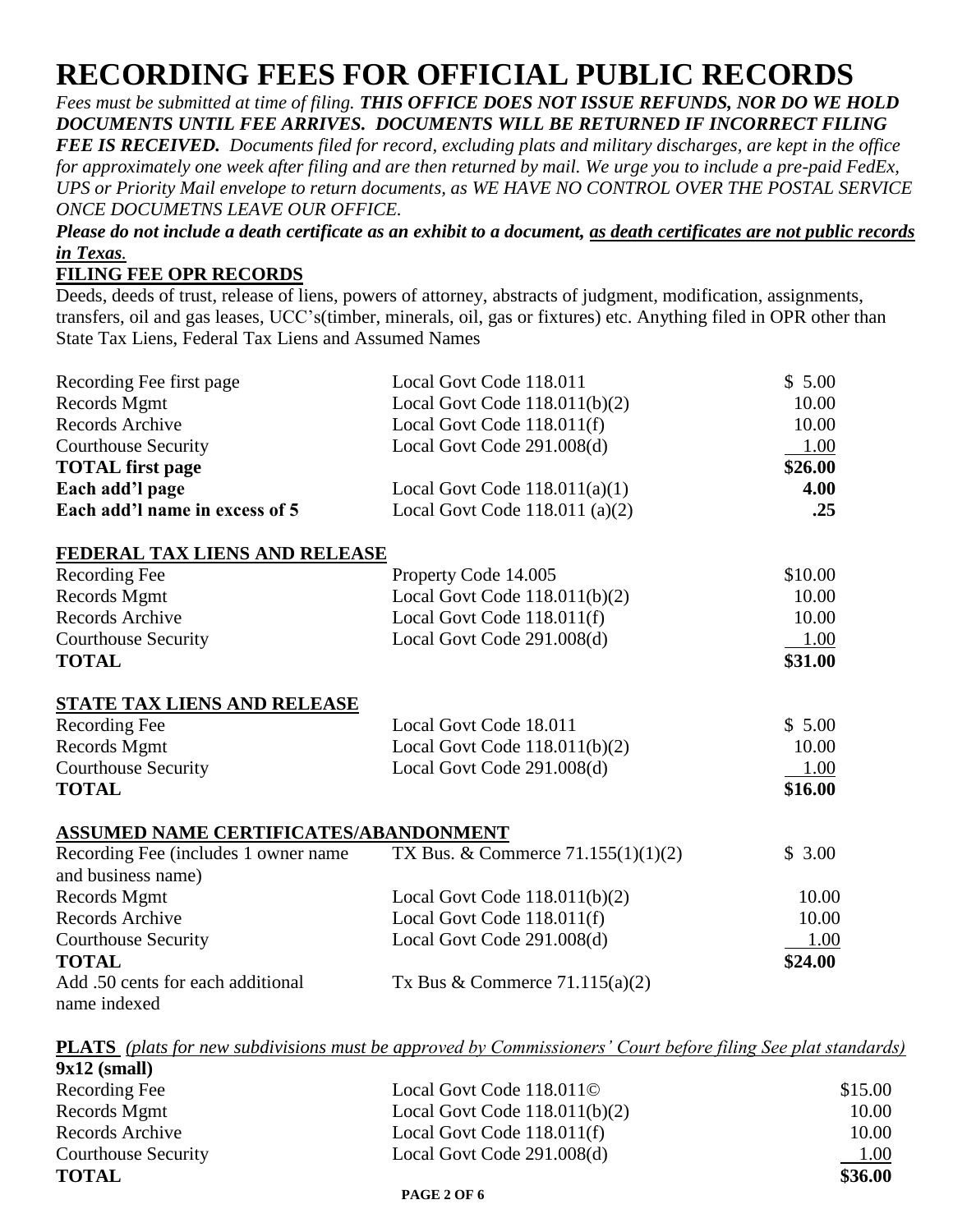# RECORDING FEES FOR OFFICIAL PUBLIC RECORDS

*Fees must be submitted at time of filing.* ***THIS OFFICE DOES NOT ISSUE REFUNDS, NOR DO WE HOLD DOCUMENTS UNTIL FEE ARRIVES. DOCUMENTS WILL BE RETURNED IF INCORRECT FILING FEE IS RECEIVED.*** *Documents filed for record, excluding plats and military discharges, are kept in the office for approximately one week after filing and are then returned by mail. We urge you to include a pre-paid FedEx, UPS or Priority Mail envelope to return documents, as WE HAVE NO CONTROL OVER THE POSTAL SERVICE ONCE DOCUMETNS LEAVE OUR OFFICE.*

***Please do not include a death certificate as an exhibit to a document, <u>as death certificates are not public records in Texas</u>.***

## FILING FEE OPR RECORDS

Deeds, deeds of trust, release of liens, powers of attorney, abstracts of judgment, modification, assignments, transfers, oil and gas leases, UCC's(timber, minerals, oil, gas or fixtures) etc. Anything filed in OPR other than State Tax Liens, Federal Tax Liens and Assumed Names

| | | |
|---|---|---|
| Recording Fee first page | Local Govt Code 118.011 | $ 5.00 |
| Records Mgmt | Local Govt Code 118.011(b)(2) | 10.00 |
| Records Archive | Local Govt Code 118.011(f) | 10.00 |
| Courthouse Security | Local Govt Code 291.008(d) | 1.00 |
| **TOTAL first page** | | **$26.00** |
| **Each add'l page** | Local Govt Code 118.011(a)(1) | **4.00** |
| **Each add'l name in excess of 5** | Local Govt Code 118.011 (a)(2) | **.25** |

## FEDERAL TAX LIENS AND RELEASE

| | | |
|---|---|---|
| Recording Fee | Property Code 14.005 | $10.00 |
| Records Mgmt | Local Govt Code 118.011(b)(2) | 10.00 |
| Records Archive | Local Govt Code 118.011(f) | 10.00 |
| Courthouse Security | Local Govt Code 291.008(d) | 1.00 |
| **TOTAL** | | **$31.00** |

## STATE TAX LIENS AND RELEASE

| | | |
|---|---|---|
| Recording Fee | Local Govt Code 18.011 | $ 5.00 |
| Records Mgmt | Local Govt Code 118.011(b)(2) | 10.00 |
| Courthouse Security | Local Govt Code 291.008(d) | 1.00 |
| **TOTAL** | | **$16.00** |

## ASSUMED NAME CERTIFICATES/ABANDONMENT

| | | |
|---|---|---|
| Recording Fee (includes 1 owner name and business name) | TX Bus. & Commerce 71.155(1)(1)(2) | $ 3.00 |
| Records Mgmt | Local Govt Code 118.011(b)(2) | 10.00 |
| Records Archive | Local Govt Code 118.011(f) | 10.00 |
| Courthouse Security | Local Govt Code 291.008(d) | 1.00 |
| **TOTAL** | | **$24.00** |
| Add .50 cents for each additional name indexed | Tx Bus & Commerce 71.115(a)(2) | |

## PLATS *(plats for new subdivisions must be approved by Commissioners' Court before filing See plat standards)*

**9x12 (small)**

| | | |
|---|---|---|
| Recording Fee | Local Govt Code 118.011© | $15.00 |
| Records Mgmt | Local Govt Code 118.011(b)(2) | 10.00 |
| Records Archive | Local Govt Code 118.011(f) | 10.00 |
| Courthouse Security | Local Govt Code 291.008(d) | 1.00 |
| **TOTAL** | | **$36.00** |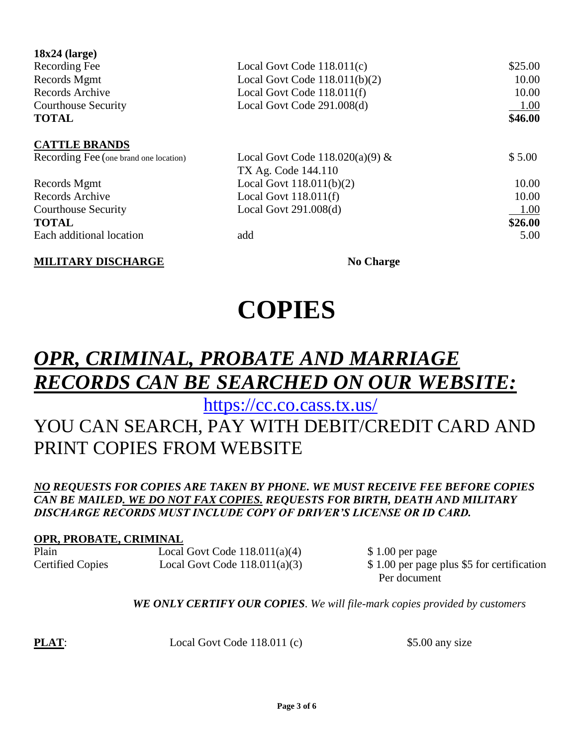**18x24 (large)**

| | | |
|---|---|---|
| Recording Fee | Local Govt Code 118.011(c) | $25.00 |
| Records Mgmt | Local Govt Code 118.011(b)(2) | 10.00 |
| Records Archive | Local Govt Code 118.011(f) | 10.00 |
| Courthouse Security | Local Govt Code 291.008(d) | 1.00 |
| **TOTAL** | | **$46.00** |

**CATTLE BRANDS**

| | | |
|---|---|---|
| Recording Fee (one brand one location) | Local Govt Code 118.020(a)(9) & TX Ag. Code 144.110 | $ 5.00 |
| Records Mgmt | Local Govt 118.011(b)(2) | 10.00 |
| Records Archive | Local Govt 118.011(f) | 10.00 |
| Courthouse Security | Local Govt 291.008(d) | 1.00 |
| **TOTAL** | | **$26.00** |
| Each additional location | add | 5.00 |

**MILITARY DISCHARGE** **No Charge**

# COPIES

## *OPR, CRIMINAL, PROBATE AND MARRIAGE RECORDS CAN BE SEARCHED ON OUR WEBSITE:*

https://cc.co.cass.tx.us/

YOU CAN SEARCH, PAY WITH DEBIT/CREDIT CARD AND PRINT COPIES FROM WEBSITE

***NO* REQUESTS FOR COPIES ARE TAKEN BY PHONE. WE MUST RECEIVE FEE BEFORE COPIES CAN BE MAILED. *WE DO NOT FAX COPIES.* REQUESTS FOR BIRTH, DEATH AND MILITARY DISCHARGE RECORDS MUST INCLUDE COPY OF DRIVER'S LICENSE OR ID CARD.**

**OPR, PROBATE, CRIMINAL**

| | | |
|---|---|---|
| Plain | Local Govt Code 118.011(a)(4) | $ 1.00 per page |
| Certified Copies | Local Govt Code 118.011(a)(3) | $ 1.00 per page plus $5 for certification Per document |

***WE ONLY CERTIFY OUR COPIES***. *We will file-mark copies provided by customers*

**PLAT**: Local Govt Code 118.011 (c) $5.00 any size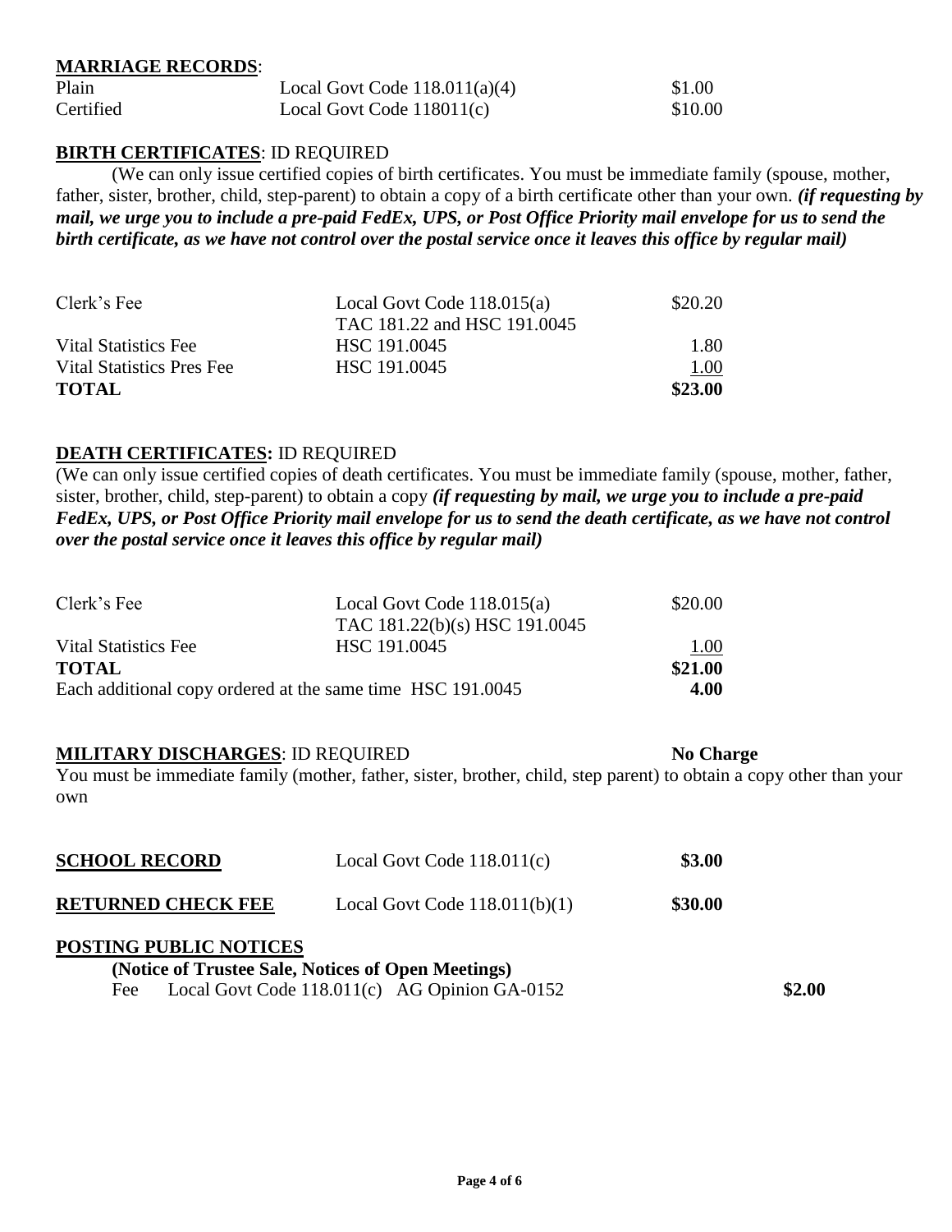**MARRIAGE RECORDS**:

| | | |
|---|---|---|
| Plain | Local Govt Code 118.011(a)(4) | \$1.00 |
| Certified | Local Govt Code 118011(c) | \$10.00 |

**BIRTH CERTIFICATES**: ID REQUIRED

(We can only issue certified copies of birth certificates. You must be immediate family (spouse, mother, father, sister, brother, child, step-parent) to obtain a copy of a birth certificate other than your own. ***(if requesting by mail, we urge you to include a pre-paid FedEx, UPS, or Post Office Priority mail envelope for us to send the birth certificate, as we have not control over the postal service once it leaves this office by regular mail)***

| | | |
|---|---|---|
| Clerk's Fee | Local Govt Code 118.015(a) TAC 181.22 and HSC 191.0045 | \$20.20 |
| Vital Statistics Fee | HSC 191.0045 | 1.80 |
| Vital Statistics Pres Fee | HSC 191.0045 | 1.00 |
| **TOTAL** | | **\$23.00** |

**DEATH CERTIFICATES:** ID REQUIRED

(We can only issue certified copies of death certificates. You must be immediate family (spouse, mother, father, sister, brother, child, step-parent) to obtain a copy ***(if requesting by mail, we urge you to include a pre-paid FedEx, UPS, or Post Office Priority mail envelope for us to send the death certificate, as we have not control over the postal service once it leaves this office by regular mail)***

| | | |
|---|---|---|
| Clerk's Fee | Local Govt Code 118.015(a) TAC 181.22(b)(s) HSC 191.0045 | \$20.00 |
| Vital Statistics Fee | HSC 191.0045 | 1.00 |
| **TOTAL** | | **\$21.00** |
| Each additional copy ordered at the same time HSC 191.0045 | | **4.00** |

**MILITARY DISCHARGES**: ID REQUIRED **No Charge**

You must be immediate family (mother, father, sister, brother, child, step parent) to obtain a copy other than your own

| | | |
|---|---|---|
| **SCHOOL RECORD** | Local Govt Code 118.011(c) | **\$3.00** |
| **RETURNED CHECK FEE** | Local Govt Code 118.011(b)(1) | **\$30.00** |

**POSTING PUBLIC NOTICES**

**(Notice of Trustee Sale, Notices of Open Meetings)**

Fee Local Govt Code 118.011(c) AG Opinion GA-0152 **\$2.00**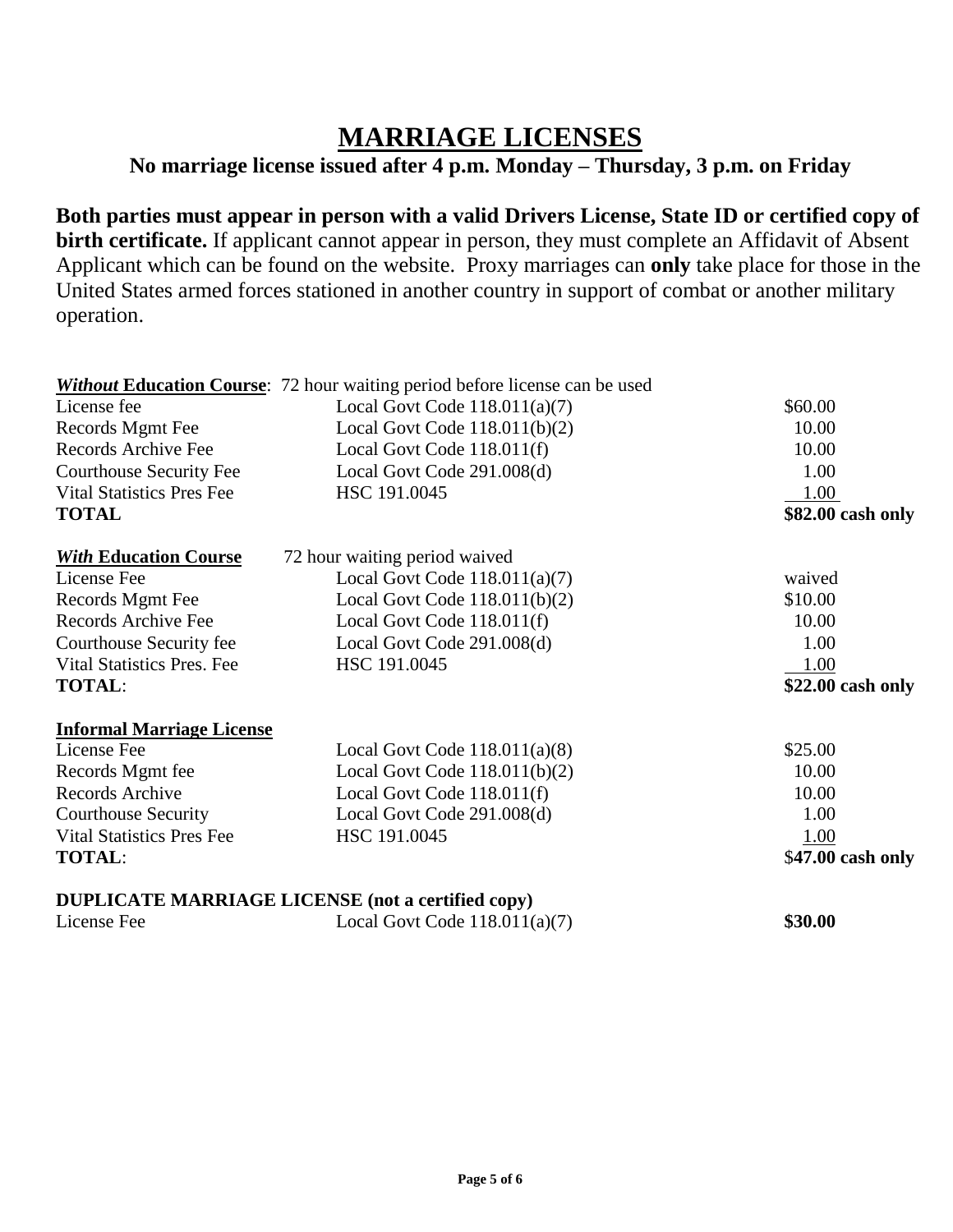# MARRIAGE LICENSES

**No marriage license issued after 4 p.m. Monday – Thursday, 3 p.m. on Friday**

**Both parties must appear in person with a valid Drivers License, State ID or certified copy of birth certificate.** If applicant cannot appear in person, they must complete an Affidavit of Absent Applicant which can be found on the website. Proxy marriages can **only** take place for those in the United States armed forces stationed in another country in support of combat or another military operation.

| ***Without* Education Course**: | 72 hour waiting period before license can be used | |
|---|---|---|
| License fee | Local Govt Code 118.011(a)(7) | $60.00 |
| Records Mgmt Fee | Local Govt Code 118.011(b)(2) | 10.00 |
| Records Archive Fee | Local Govt Code 118.011(f) | 10.00 |
| Courthouse Security Fee | Local Govt Code 291.008(d) | 1.00 |
| Vital Statistics Pres Fee | HSC 191.0045 | 1.00 |
| **TOTAL** | | **$82.00 cash only** |

| ***With* Education Course** | 72 hour waiting period waived | |
|---|---|---|
| License Fee | Local Govt Code 118.011(a)(7) | waived |
| Records Mgmt Fee | Local Govt Code 118.011(b)(2) | $10.00 |
| Records Archive Fee | Local Govt Code 118.011(f) | 10.00 |
| Courthouse Security fee | Local Govt Code 291.008(d) | 1.00 |
| Vital Statistics Pres. Fee | HSC 191.0045 | 1.00 |
| **TOTAL**: | | **$22.00 cash only** |

| **Informal Marriage License** | | |
|---|---|---|
| License Fee | Local Govt Code 118.011(a)(8) | $25.00 |
| Records Mgmt fee | Local Govt Code 118.011(b)(2) | 10.00 |
| Records Archive | Local Govt Code 118.011(f) | 10.00 |
| Courthouse Security | Local Govt Code 291.008(d) | 1.00 |
| Vital Statistics Pres Fee | HSC 191.0045 | 1.00 |
| **TOTAL**: | | $**47.00 cash only** |

| **DUPLICATE MARRIAGE LICENSE (not a certified copy)** | | |
|---|---|---|
| License Fee | Local Govt Code 118.011(a)(7) | **$30.00** |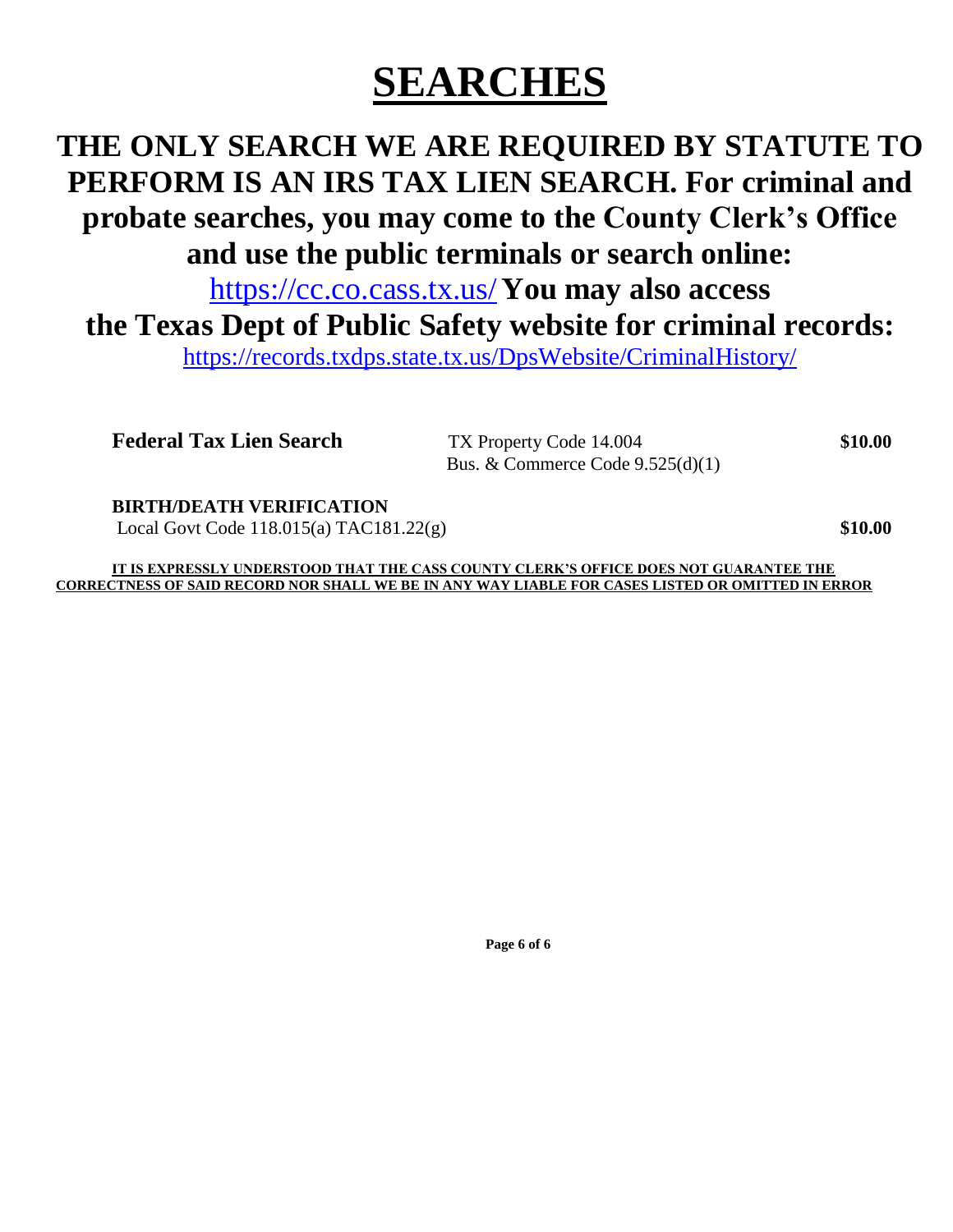# SEARCHES

## THE ONLY SEARCH WE ARE REQUIRED BY STATUTE TO PERFORM IS AN IRS TAX LIEN SEARCH. For criminal and probate searches, you may come to the County Clerk's Office and use the public terminals or search online: https://cc.co.cass.tx.us/ You may also access the Texas Dept of Public Safety website for criminal records: https://records.txdps.state.tx.us/DpsWebsite/CriminalHistory/

| | | |
|---|---|---|
| **Federal Tax Lien Search** | TX Property Code 14.004<br>Bus. & Commerce Code 9.525(d)(1) | **$10.00** |
| **BIRTH/DEATH VERIFICATION**<br>Local Govt Code 118.015(a) TAC181.22(g) | | **$10.00** |

**IT IS EXPRESSLY UNDERSTOOD THAT THE CASS COUNTY CLERK'S OFFICE DOES NOT GUARANTEE THE CORRECTNESS OF SAID RECORD NOR SHALL WE BE IN ANY WAY LIABLE FOR CASES LISTED OR OMITTED IN ERROR**